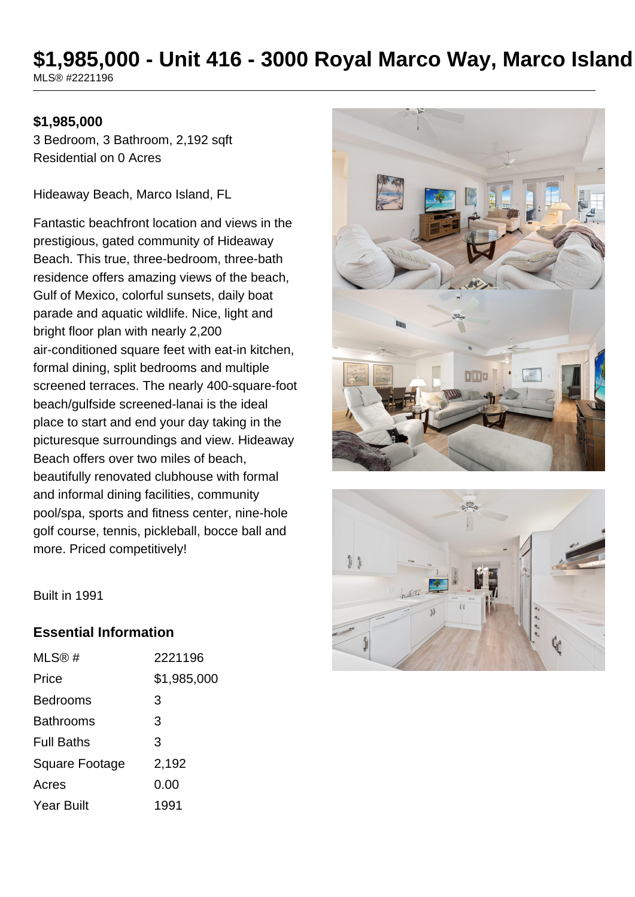# $1,985,000 - Unit 416 - 3000 Royal Marco Way, Marco Island

MLS® #2221196

**$1,985,000**

3 Bedroom, 3 Bathroom, 2,192 sqft

Residential on 0 Acres

Hideaway Beach, Marco Island, FL

Fantastic beachfront location and views in the prestigious, gated community of Hideaway Beach. This true, three-bedroom, three-bath residence offers amazing views of the beach, Gulf of Mexico, colorful sunsets, daily boat parade and aquatic wildlife. Nice, light and bright floor plan with nearly 2,200 air-conditioned square feet with eat-in kitchen, formal dining, split bedrooms and multiple screened terraces. The nearly 400-square-foot beach/gulfside screened-lanai is the ideal place to start and end your day taking in the picturesque surroundings and view. Hideaway Beach offers over two miles of beach, beautifully renovated clubhouse with formal and informal dining facilities, community pool/spa, sports and fitness center, nine-hole golf course, tennis, pickleball, bocce ball and more. Priced competitively!

Built in 1991

## Essential Information

| | |
|---|---|
| MLS® # | 2221196 |
| Price | $1,985,000 |
| Bedrooms | 3 |
| Bathrooms | 3 |
| Full Baths | 3 |
| Square Footage | 2,192 |
| Acres | 0.00 |
| Year Built | 1991 |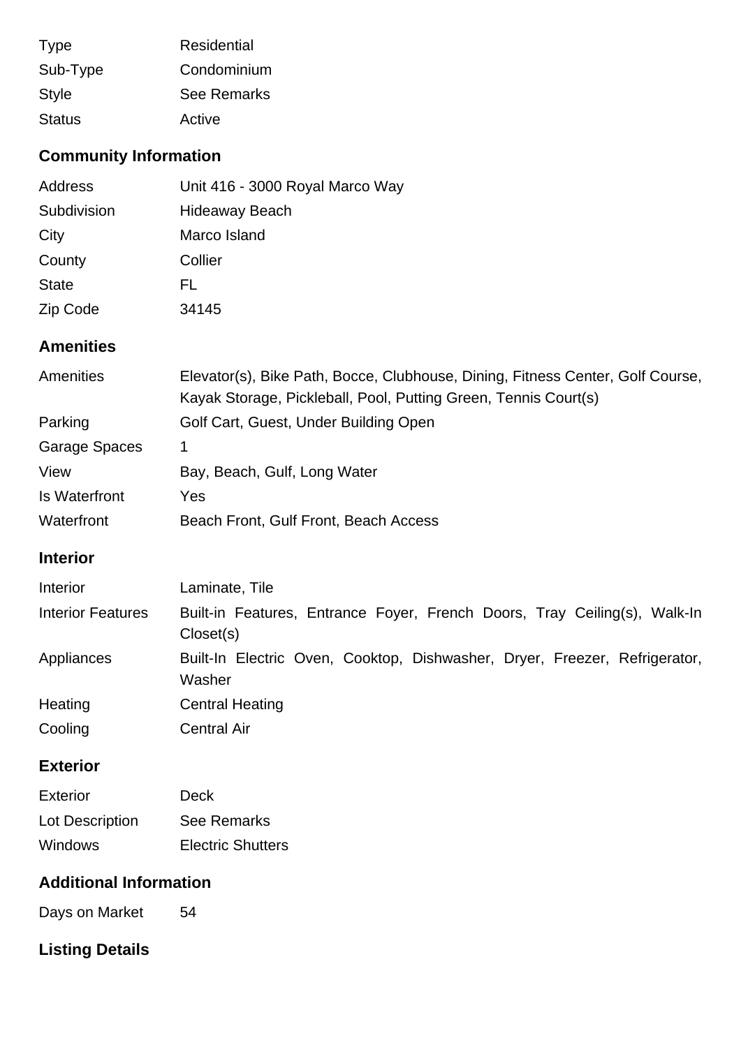| | |
|---|---|
| Type | Residential |
| Sub-Type | Condominium |
| Style | See Remarks |
| Status | Active |

## Community Information

| | |
|---|---|
| Address | Unit 416 - 3000 Royal Marco Way |
| Subdivision | Hideaway Beach |
| City | Marco Island |
| County | Collier |
| State | FL |
| Zip Code | 34145 |

## Amenities

| | |
|---|---|
| Amenities | Elevator(s), Bike Path, Bocce, Clubhouse, Dining, Fitness Center, Golf Course, Kayak Storage, Pickleball, Pool, Putting Green, Tennis Court(s) |
| Parking | Golf Cart, Guest, Under Building Open |
| Garage Spaces | 1 |
| View | Bay, Beach, Gulf, Long Water |
| Is Waterfront | Yes |
| Waterfront | Beach Front, Gulf Front, Beach Access |

## Interior

| | |
|---|---|
| Interior | Laminate, Tile |
| Interior Features | Built-in Features, Entrance Foyer, French Doors, Tray Ceiling(s), Walk-In Closet(s) |
| Appliances | Built-In Electric Oven, Cooktop, Dishwasher, Dryer, Freezer, Refrigerator, Washer |
| Heating | Central Heating |
| Cooling | Central Air |

## Exterior

| | |
|---|---|
| Exterior | Deck |
| Lot Description | See Remarks |
| Windows | Electric Shutters |

## Additional Information

| | |
|---|---|
| Days on Market | 54 |

## Listing Details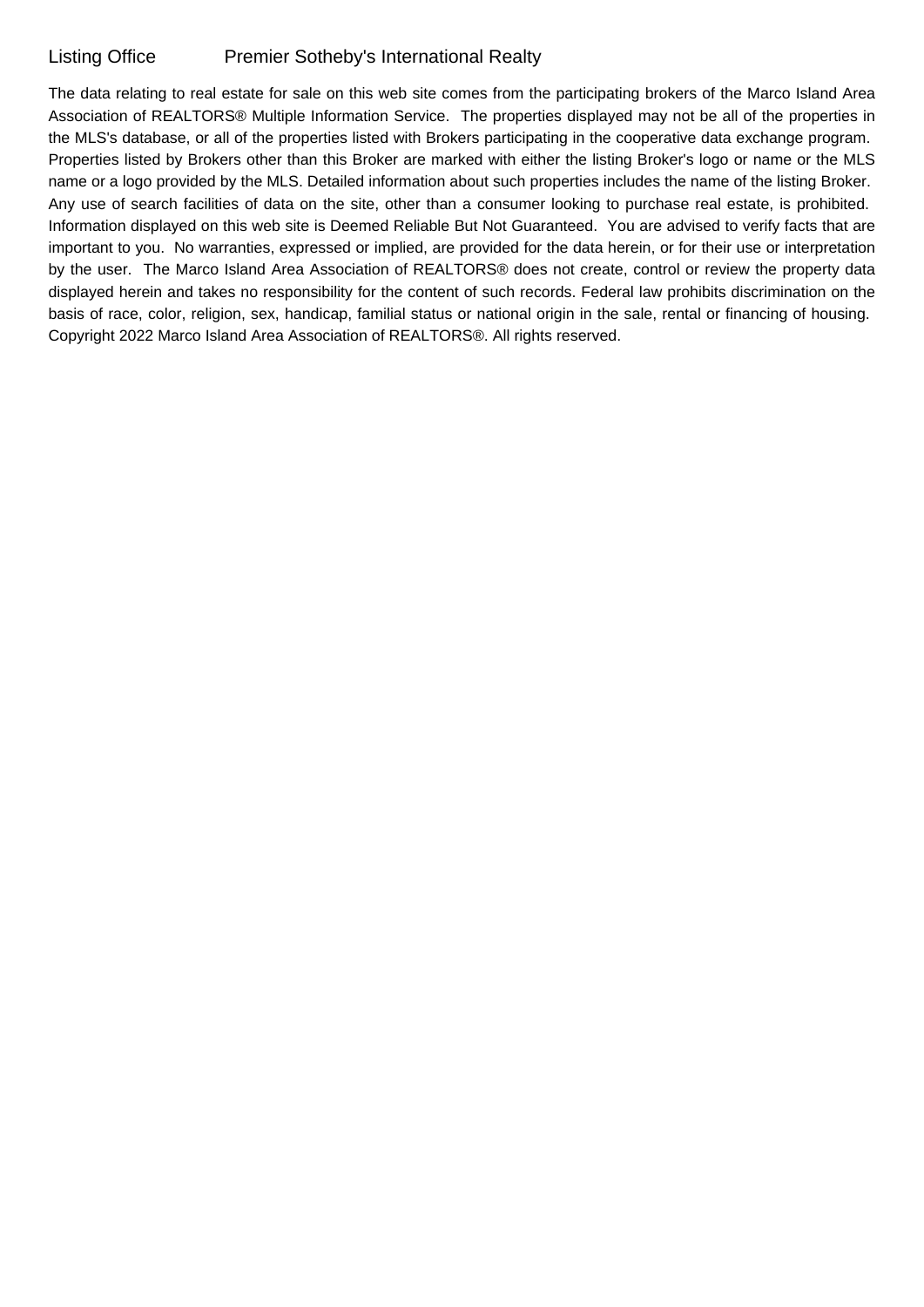| | |
|---|---|
| Listing Office | Premier Sotheby's International Realty |

The data relating to real estate for sale on this web site comes from the participating brokers of the Marco Island Area Association of REALTORS® Multiple Information Service. The properties displayed may not be all of the properties in the MLS's database, or all of the properties listed with Brokers participating in the cooperative data exchange program. Properties listed by Brokers other than this Broker are marked with either the listing Broker's logo or name or the MLS name or a logo provided by the MLS. Detailed information about such properties includes the name of the listing Broker. Any use of search facilities of data on the site, other than a consumer looking to purchase real estate, is prohibited. Information displayed on this web site is Deemed Reliable But Not Guaranteed. You are advised to verify facts that are important to you. No warranties, expressed or implied, are provided for the data herein, or for their use or interpretation by the user. The Marco Island Area Association of REALTORS® does not create, control or review the property data displayed herein and takes no responsibility for the content of such records. Federal law prohibits discrimination on the basis of race, color, religion, sex, handicap, familial status or national origin in the sale, rental or financing of housing. Copyright 2022 Marco Island Area Association of REALTORS®. All rights reserved.